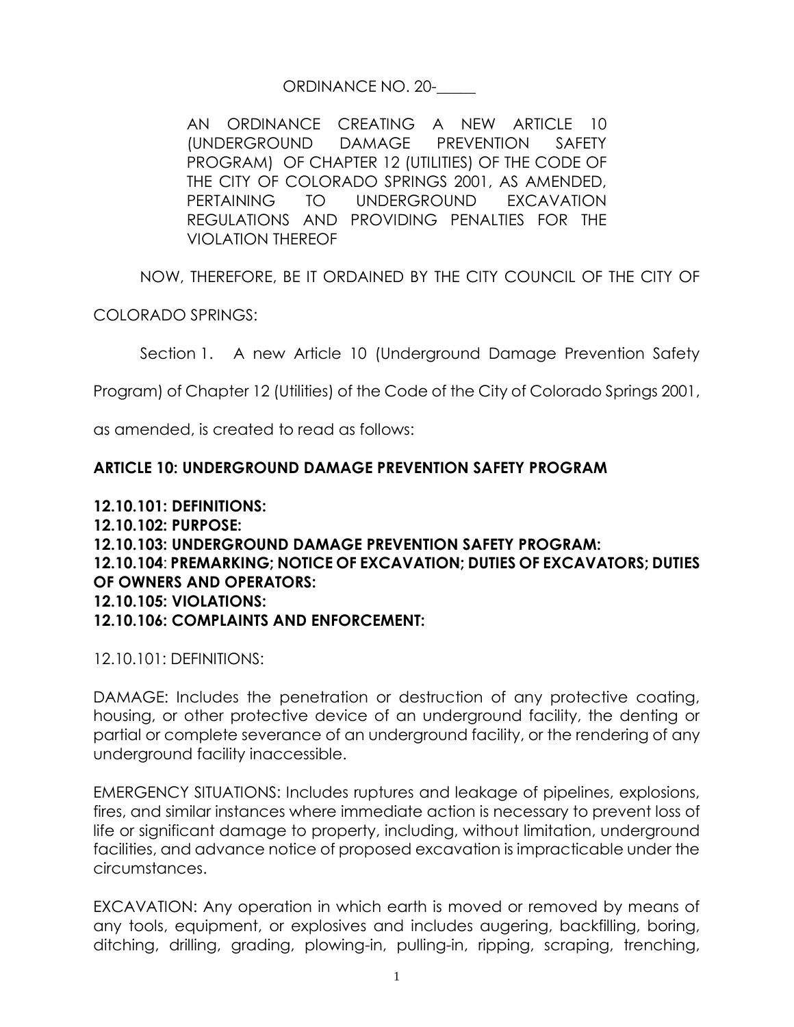ORDINANCE NO. 20-_____

AN ORDINANCE CREATING A NEW ARTICLE 10 (UNDERGROUND DAMAGE PREVENTION SAFETY PROGRAM) OF CHAPTER 12 (UTILITIES) OF THE CODE OF THE CITY OF COLORADO SPRINGS 2001, AS AMENDED, PERTAINING TO UNDERGROUND EXCAVATION REGULATIONS AND PROVIDING PENALTIES FOR THE VIOLATION THEREOF

NOW, THEREFORE, BE IT ORDAINED BY THE CITY COUNCIL OF THE CITY OF COLORADO SPRINGS:

Section 1. A new Article 10 (Underground Damage Prevention Safety Program) of Chapter 12 (Utilities) of the Code of the City of Colorado Springs 2001, as amended, is created to read as follows:

**ARTICLE 10: UNDERGROUND DAMAGE PREVENTION SAFETY PROGRAM**

**12.10.101: DEFINITIONS:**
**12.10.102: PURPOSE:**
**12.10.103: UNDERGROUND DAMAGE PREVENTION SAFETY PROGRAM:**
**12.10.104: PREMARKING; NOTICE OF EXCAVATION; DUTIES OF EXCAVATORS; DUTIES OF OWNERS AND OPERATORS:**
**12.10.105: VIOLATIONS:**
**12.10.106: COMPLAINTS AND ENFORCEMENT:**

12.10.101: DEFINITIONS:

DAMAGE: Includes the penetration or destruction of any protective coating, housing, or other protective device of an underground facility, the denting or partial or complete severance of an underground facility, or the rendering of any underground facility inaccessible.

EMERGENCY SITUATIONS: Includes ruptures and leakage of pipelines, explosions, fires, and similar instances where immediate action is necessary to prevent loss of life or significant damage to property, including, without limitation, underground facilities, and advance notice of proposed excavation is impracticable under the circumstances.

EXCAVATION: Any operation in which earth is moved or removed by means of any tools, equipment, or explosives and includes augering, backfilling, boring, ditching, drilling, grading, plowing-in, pulling-in, ripping, scraping, trenching,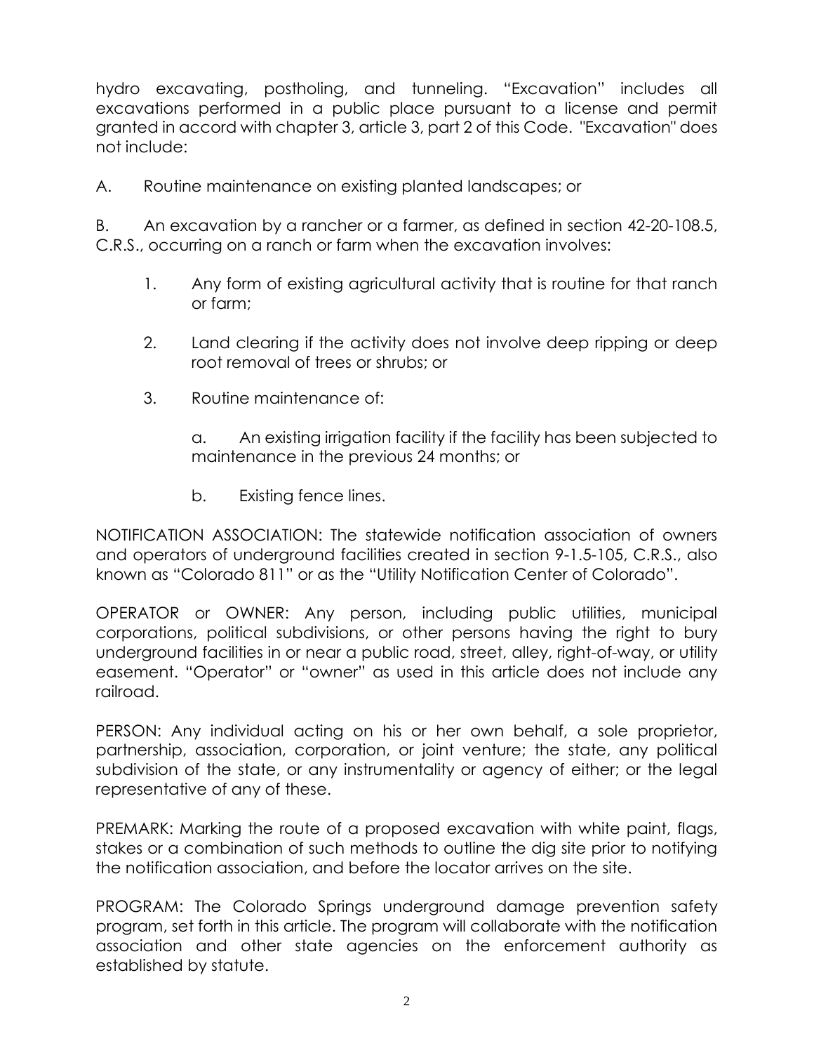hydro excavating, postholing, and tunneling. “Excavation” includes all excavations performed in a public place pursuant to a license and permit granted in accord with chapter 3, article 3, part 2 of this Code. "Excavation" does not include:

A. Routine maintenance on existing planted landscapes; or

B. An excavation by a rancher or a farmer, as defined in section 42-20-108.5, C.R.S., occurring on a ranch or farm when the excavation involves:

1. Any form of existing agricultural activity that is routine for that ranch or farm;

2. Land clearing if the activity does not involve deep ripping or deep root removal of trees or shrubs; or

3. Routine maintenance of:

    a. An existing irrigation facility if the facility has been subjected to maintenance in the previous 24 months; or

    b. Existing fence lines.

NOTIFICATION ASSOCIATION: The statewide notification association of owners and operators of underground facilities created in section 9-1.5-105, C.R.S., also known as “Colorado 811” or as the “Utility Notification Center of Colorado”.

OPERATOR or OWNER: Any person, including public utilities, municipal corporations, political subdivisions, or other persons having the right to bury underground facilities in or near a public road, street, alley, right-of-way, or utility easement. “Operator” or “owner” as used in this article does not include any railroad.

PERSON: Any individual acting on his or her own behalf, a sole proprietor, partnership, association, corporation, or joint venture; the state, any political subdivision of the state, or any instrumentality or agency of either; or the legal representative of any of these.

PREMARK: Marking the route of a proposed excavation with white paint, flags, stakes or a combination of such methods to outline the dig site prior to notifying the notification association, and before the locator arrives on the site.

PROGRAM: The Colorado Springs underground damage prevention safety program, set forth in this article. The program will collaborate with the notification association and other state agencies on the enforcement authority as established by statute.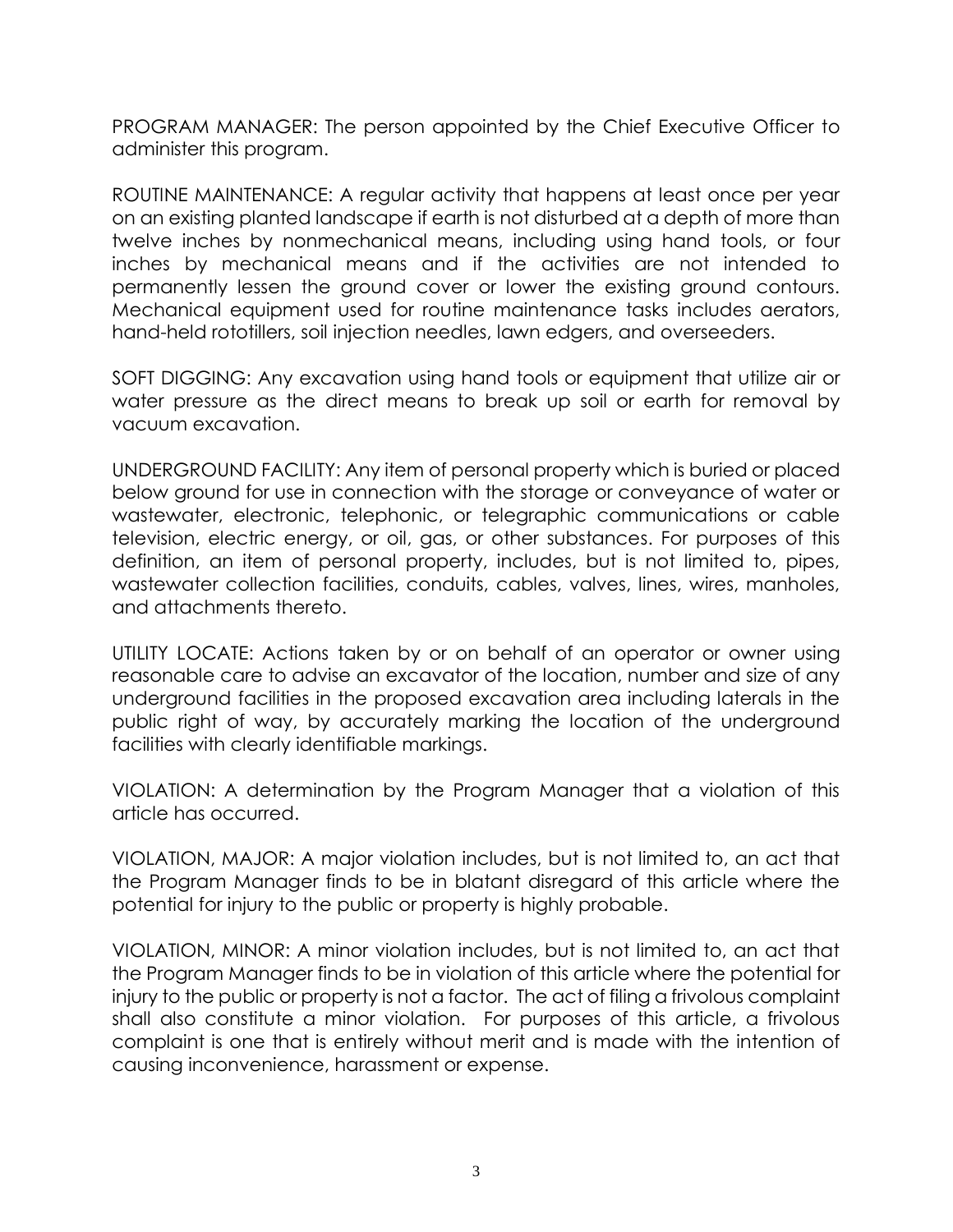PROGRAM MANAGER: The person appointed by the Chief Executive Officer to administer this program.

ROUTINE MAINTENANCE: A regular activity that happens at least once per year on an existing planted landscape if earth is not disturbed at a depth of more than twelve inches by nonmechanical means, including using hand tools, or four inches by mechanical means and if the activities are not intended to permanently lessen the ground cover or lower the existing ground contours. Mechanical equipment used for routine maintenance tasks includes aerators, hand-held rototillers, soil injection needles, lawn edgers, and overseeders.

SOFT DIGGING: Any excavation using hand tools or equipment that utilize air or water pressure as the direct means to break up soil or earth for removal by vacuum excavation.

UNDERGROUND FACILITY: Any item of personal property which is buried or placed below ground for use in connection with the storage or conveyance of water or wastewater, electronic, telephonic, or telegraphic communications or cable television, electric energy, or oil, gas, or other substances. For purposes of this definition, an item of personal property, includes, but is not limited to, pipes, wastewater collection facilities, conduits, cables, valves, lines, wires, manholes, and attachments thereto.

UTILITY LOCATE: Actions taken by or on behalf of an operator or owner using reasonable care to advise an excavator of the location, number and size of any underground facilities in the proposed excavation area including laterals in the public right of way, by accurately marking the location of the underground facilities with clearly identifiable markings.

VIOLATION: A determination by the Program Manager that a violation of this article has occurred.

VIOLATION, MAJOR: A major violation includes, but is not limited to, an act that the Program Manager finds to be in blatant disregard of this article where the potential for injury to the public or property is highly probable.

VIOLATION, MINOR: A minor violation includes, but is not limited to, an act that the Program Manager finds to be in violation of this article where the potential for injury to the public or property is not a factor. The act of filing a frivolous complaint shall also constitute a minor violation. For purposes of this article, a frivolous complaint is one that is entirely without merit and is made with the intention of causing inconvenience, harassment or expense.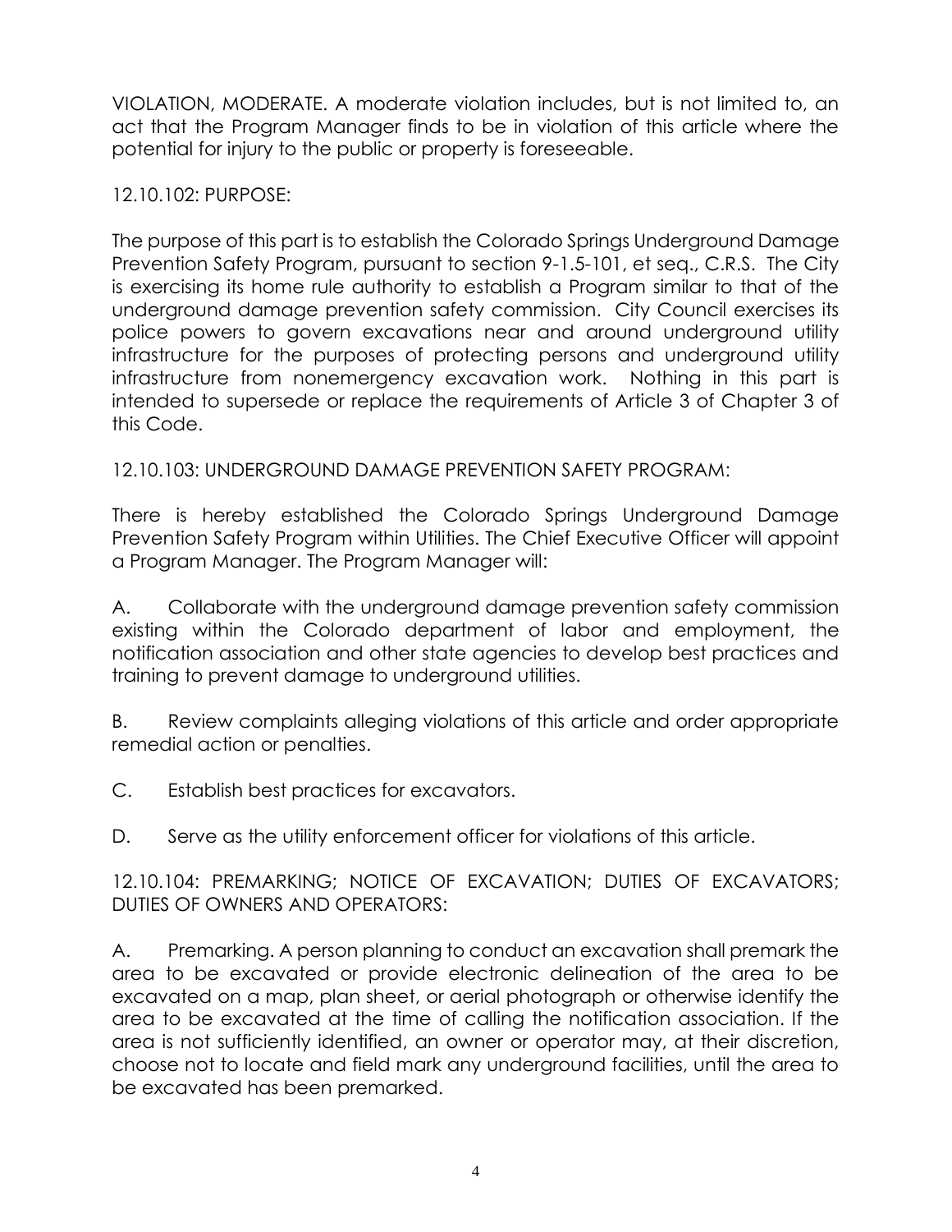VIOLATION, MODERATE. A moderate violation includes, but is not limited to, an act that the Program Manager finds to be in violation of this article where the potential for injury to the public or property is foreseeable.

12.10.102: PURPOSE:

The purpose of this part is to establish the Colorado Springs Underground Damage Prevention Safety Program, pursuant to section 9-1.5-101, et seq., C.R.S. The City is exercising its home rule authority to establish a Program similar to that of the underground damage prevention safety commission. City Council exercises its police powers to govern excavations near and around underground utility infrastructure for the purposes of protecting persons and underground utility infrastructure from nonemergency excavation work. Nothing in this part is intended to supersede or replace the requirements of Article 3 of Chapter 3 of this Code.

12.10.103: UNDERGROUND DAMAGE PREVENTION SAFETY PROGRAM:

There is hereby established the Colorado Springs Underground Damage Prevention Safety Program within Utilities. The Chief Executive Officer will appoint a Program Manager. The Program Manager will:

A. Collaborate with the underground damage prevention safety commission existing within the Colorado department of labor and employment, the notification association and other state agencies to develop best practices and training to prevent damage to underground utilities.

B. Review complaints alleging violations of this article and order appropriate remedial action or penalties.

C. Establish best practices for excavators.

D. Serve as the utility enforcement officer for violations of this article.

12.10.104: PREMARKING; NOTICE OF EXCAVATION; DUTIES OF EXCAVATORS; DUTIES OF OWNERS AND OPERATORS:

A. Premarking. A person planning to conduct an excavation shall premark the area to be excavated or provide electronic delineation of the area to be excavated on a map, plan sheet, or aerial photograph or otherwise identify the area to be excavated at the time of calling the notification association. If the area is not sufficiently identified, an owner or operator may, at their discretion, choose not to locate and field mark any underground facilities, until the area to be excavated has been premarked.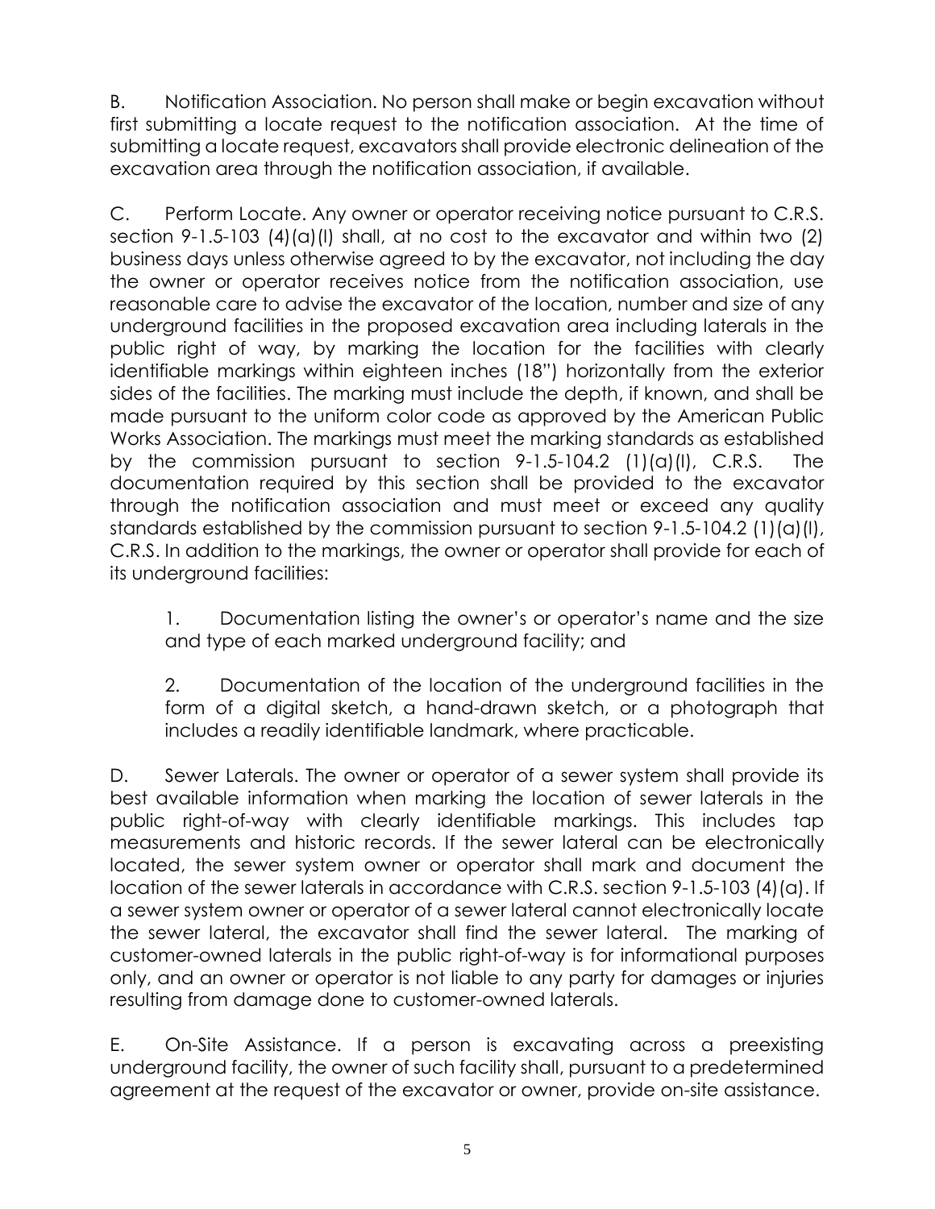B. Notification Association. No person shall make or begin excavation without first submitting a locate request to the notification association. At the time of submitting a locate request, excavators shall provide electronic delineation of the excavation area through the notification association, if available.

C. Perform Locate. Any owner or operator receiving notice pursuant to C.R.S. section 9-1.5-103 (4)(a)(I) shall, at no cost to the excavator and within two (2) business days unless otherwise agreed to by the excavator, not including the day the owner or operator receives notice from the notification association, use reasonable care to advise the excavator of the location, number and size of any underground facilities in the proposed excavation area including laterals in the public right of way, by marking the location for the facilities with clearly identifiable markings within eighteen inches (18") horizontally from the exterior sides of the facilities. The marking must include the depth, if known, and shall be made pursuant to the uniform color code as approved by the American Public Works Association. The markings must meet the marking standards as established by the commission pursuant to section 9-1.5-104.2 (1)(a)(I), C.R.S. The documentation required by this section shall be provided to the excavator through the notification association and must meet or exceed any quality standards established by the commission pursuant to section 9-1.5-104.2 (1)(a)(I), C.R.S. In addition to the markings, the owner or operator shall provide for each of its underground facilities:

1. Documentation listing the owner's or operator's name and the size and type of each marked underground facility; and

2. Documentation of the location of the underground facilities in the form of a digital sketch, a hand-drawn sketch, or a photograph that includes a readily identifiable landmark, where practicable.

D. Sewer Laterals. The owner or operator of a sewer system shall provide its best available information when marking the location of sewer laterals in the public right-of-way with clearly identifiable markings. This includes tap measurements and historic records. If the sewer lateral can be electronically located, the sewer system owner or operator shall mark and document the location of the sewer laterals in accordance with C.R.S. section 9-1.5-103 (4)(a). If a sewer system owner or operator of a sewer lateral cannot electronically locate the sewer lateral, the excavator shall find the sewer lateral. The marking of customer-owned laterals in the public right-of-way is for informational purposes only, and an owner or operator is not liable to any party for damages or injuries resulting from damage done to customer-owned laterals.

E. On-Site Assistance. If a person is excavating across a preexisting underground facility, the owner of such facility shall, pursuant to a predetermined agreement at the request of the excavator or owner, provide on-site assistance.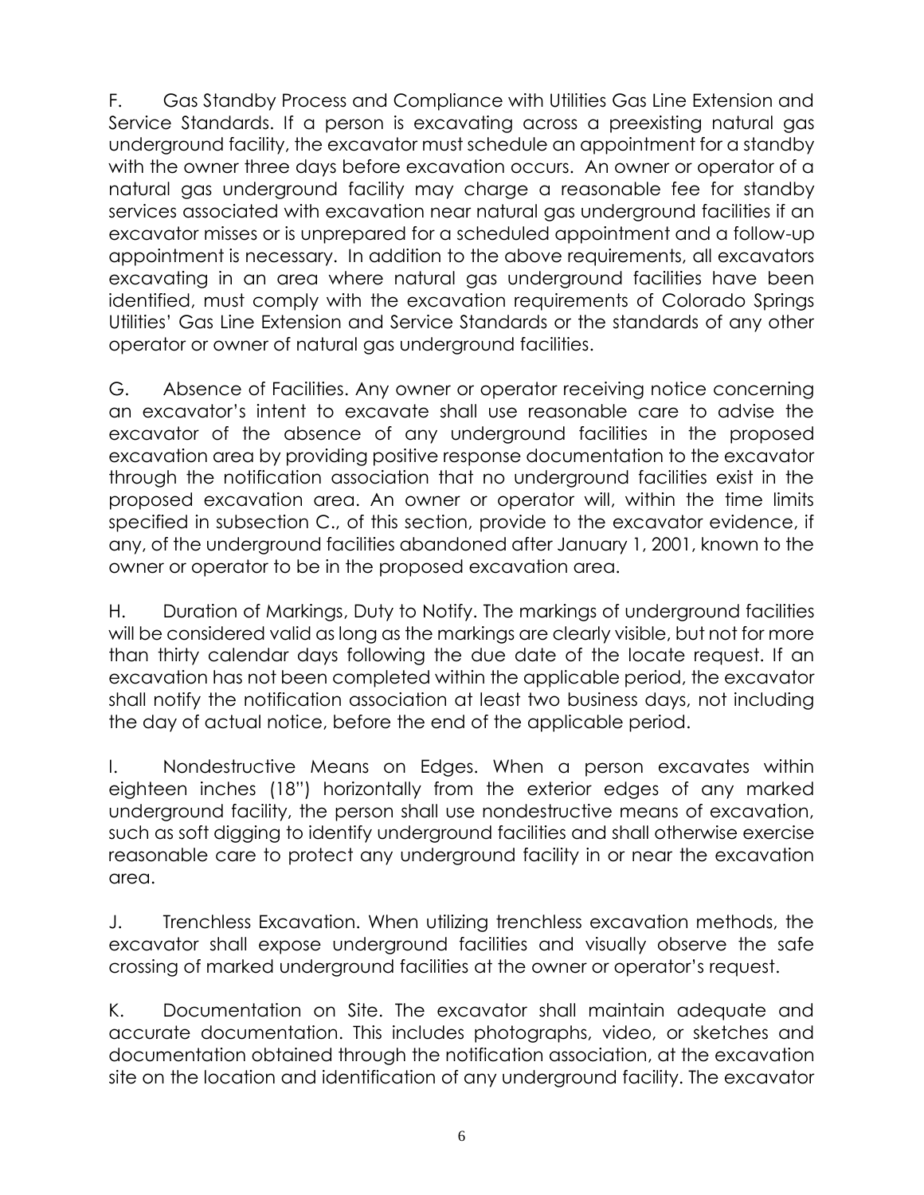F. Gas Standby Process and Compliance with Utilities Gas Line Extension and Service Standards. If a person is excavating across a preexisting natural gas underground facility, the excavator must schedule an appointment for a standby with the owner three days before excavation occurs. An owner or operator of a natural gas underground facility may charge a reasonable fee for standby services associated with excavation near natural gas underground facilities if an excavator misses or is unprepared for a scheduled appointment and a follow-up appointment is necessary. In addition to the above requirements, all excavators excavating in an area where natural gas underground facilities have been identified, must comply with the excavation requirements of Colorado Springs Utilities' Gas Line Extension and Service Standards or the standards of any other operator or owner of natural gas underground facilities.

G. Absence of Facilities. Any owner or operator receiving notice concerning an excavator's intent to excavate shall use reasonable care to advise the excavator of the absence of any underground facilities in the proposed excavation area by providing positive response documentation to the excavator through the notification association that no underground facilities exist in the proposed excavation area. An owner or operator will, within the time limits specified in subsection C., of this section, provide to the excavator evidence, if any, of the underground facilities abandoned after January 1, 2001, known to the owner or operator to be in the proposed excavation area.

H. Duration of Markings, Duty to Notify. The markings of underground facilities will be considered valid as long as the markings are clearly visible, but not for more than thirty calendar days following the due date of the locate request. If an excavation has not been completed within the applicable period, the excavator shall notify the notification association at least two business days, not including the day of actual notice, before the end of the applicable period.

I. Nondestructive Means on Edges. When a person excavates within eighteen inches (18") horizontally from the exterior edges of any marked underground facility, the person shall use nondestructive means of excavation, such as soft digging to identify underground facilities and shall otherwise exercise reasonable care to protect any underground facility in or near the excavation area.

J. Trenchless Excavation. When utilizing trenchless excavation methods, the excavator shall expose underground facilities and visually observe the safe crossing of marked underground facilities at the owner or operator's request.

K. Documentation on Site. The excavator shall maintain adequate and accurate documentation. This includes photographs, video, or sketches and documentation obtained through the notification association, at the excavation site on the location and identification of any underground facility. The excavator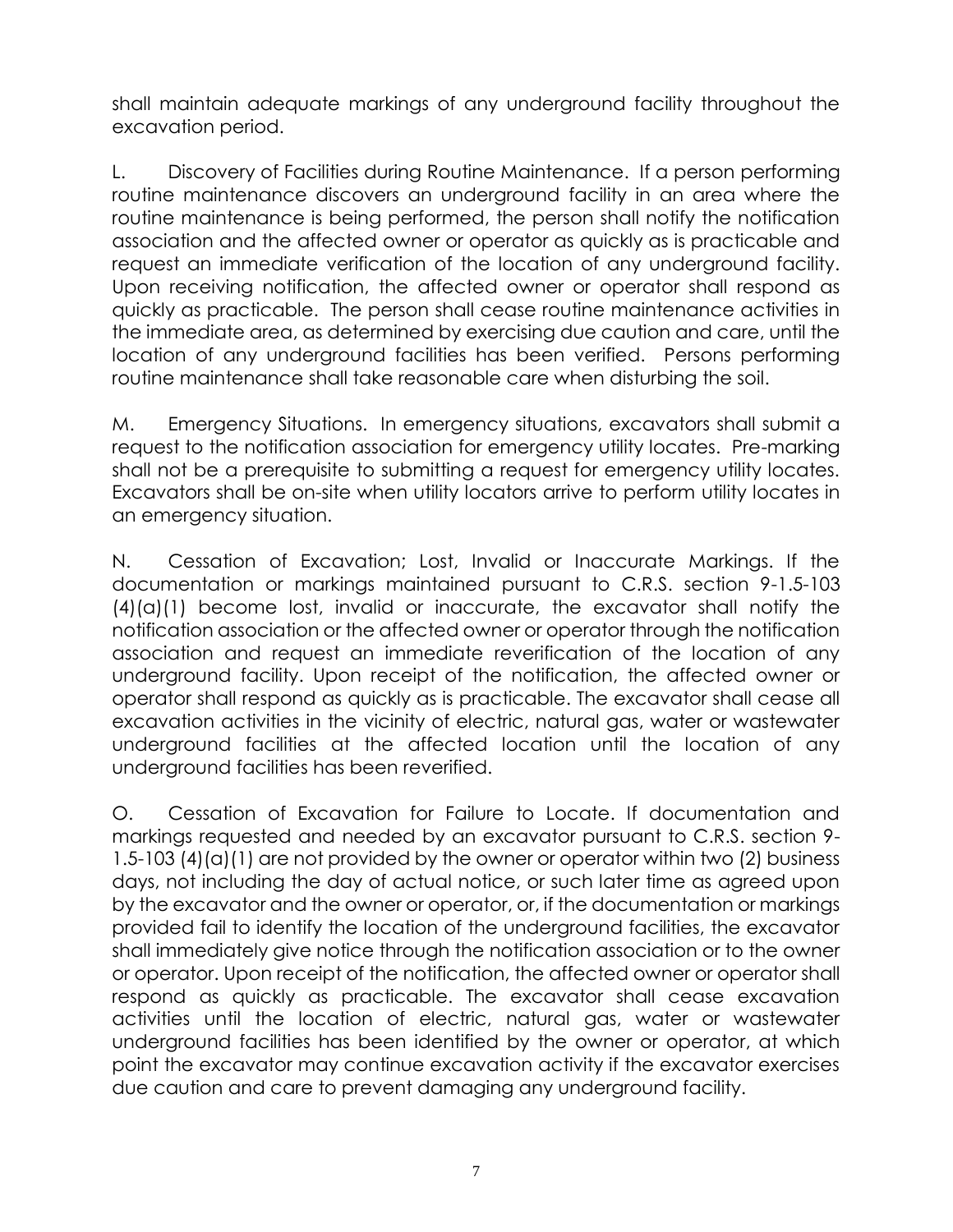shall maintain adequate markings of any underground facility throughout the excavation period.

L. Discovery of Facilities during Routine Maintenance. If a person performing routine maintenance discovers an underground facility in an area where the routine maintenance is being performed, the person shall notify the notification association and the affected owner or operator as quickly as is practicable and request an immediate verification of the location of any underground facility. Upon receiving notification, the affected owner or operator shall respond as quickly as practicable. The person shall cease routine maintenance activities in the immediate area, as determined by exercising due caution and care, until the location of any underground facilities has been verified. Persons performing routine maintenance shall take reasonable care when disturbing the soil.

M. Emergency Situations. In emergency situations, excavators shall submit a request to the notification association for emergency utility locates. Pre-marking shall not be a prerequisite to submitting a request for emergency utility locates. Excavators shall be on-site when utility locators arrive to perform utility locates in an emergency situation.

N. Cessation of Excavation; Lost, Invalid or Inaccurate Markings. If the documentation or markings maintained pursuant to C.R.S. section 9-1.5-103 (4)(a)(1) become lost, invalid or inaccurate, the excavator shall notify the notification association or the affected owner or operator through the notification association and request an immediate reverification of the location of any underground facility. Upon receipt of the notification, the affected owner or operator shall respond as quickly as is practicable. The excavator shall cease all excavation activities in the vicinity of electric, natural gas, water or wastewater underground facilities at the affected location until the location of any underground facilities has been reverified.

O. Cessation of Excavation for Failure to Locate. If documentation and markings requested and needed by an excavator pursuant to C.R.S. section 9-1.5-103 (4)(a)(1) are not provided by the owner or operator within two (2) business days, not including the day of actual notice, or such later time as agreed upon by the excavator and the owner or operator, or, if the documentation or markings provided fail to identify the location of the underground facilities, the excavator shall immediately give notice through the notification association or to the owner or operator. Upon receipt of the notification, the affected owner or operator shall respond as quickly as practicable. The excavator shall cease excavation activities until the location of electric, natural gas, water or wastewater underground facilities has been identified by the owner or operator, at which point the excavator may continue excavation activity if the excavator exercises due caution and care to prevent damaging any underground facility.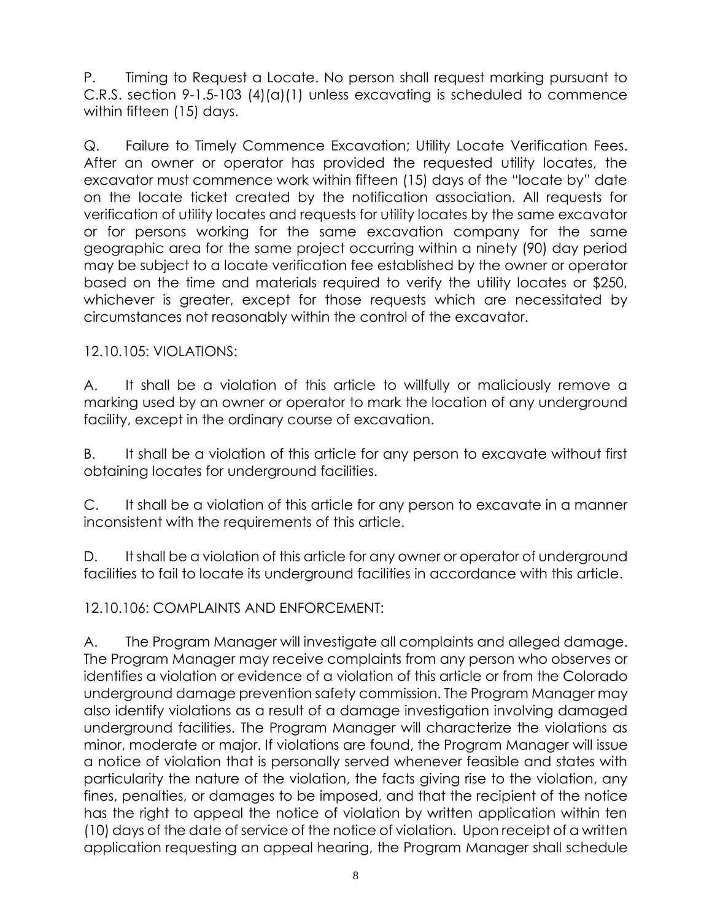P. Timing to Request a Locate. No person shall request marking pursuant to C.R.S. section 9-1.5-103 (4)(a)(1) unless excavating is scheduled to commence within fifteen (15) days.

Q. Failure to Timely Commence Excavation; Utility Locate Verification Fees. After an owner or operator has provided the requested utility locates, the excavator must commence work within fifteen (15) days of the "locate by" date on the locate ticket created by the notification association. All requests for verification of utility locates and requests for utility locates by the same excavator or for persons working for the same excavation company for the same geographic area for the same project occurring within a ninety (90) day period may be subject to a locate verification fee established by the owner or operator based on the time and materials required to verify the utility locates or $250, whichever is greater, except for those requests which are necessitated by circumstances not reasonably within the control of the excavator.

12.10.105: VIOLATIONS:

A. It shall be a violation of this article to willfully or maliciously remove a marking used by an owner or operator to mark the location of any underground facility, except in the ordinary course of excavation.

B. It shall be a violation of this article for any person to excavate without first obtaining locates for underground facilities.

C. It shall be a violation of this article for any person to excavate in a manner inconsistent with the requirements of this article.

D. It shall be a violation of this article for any owner or operator of underground facilities to fail to locate its underground facilities in accordance with this article.

12.10.106: COMPLAINTS AND ENFORCEMENT:

A. The Program Manager will investigate all complaints and alleged damage. The Program Manager may receive complaints from any person who observes or identifies a violation or evidence of a violation of this article or from the Colorado underground damage prevention safety commission. The Program Manager may also identify violations as a result of a damage investigation involving damaged underground facilities. The Program Manager will characterize the violations as minor, moderate or major. If violations are found, the Program Manager will issue a notice of violation that is personally served whenever feasible and states with particularity the nature of the violation, the facts giving rise to the violation, any fines, penalties, or damages to be imposed, and that the recipient of the notice has the right to appeal the notice of violation by written application within ten (10) days of the date of service of the notice of violation. Upon receipt of a written application requesting an appeal hearing, the Program Manager shall schedule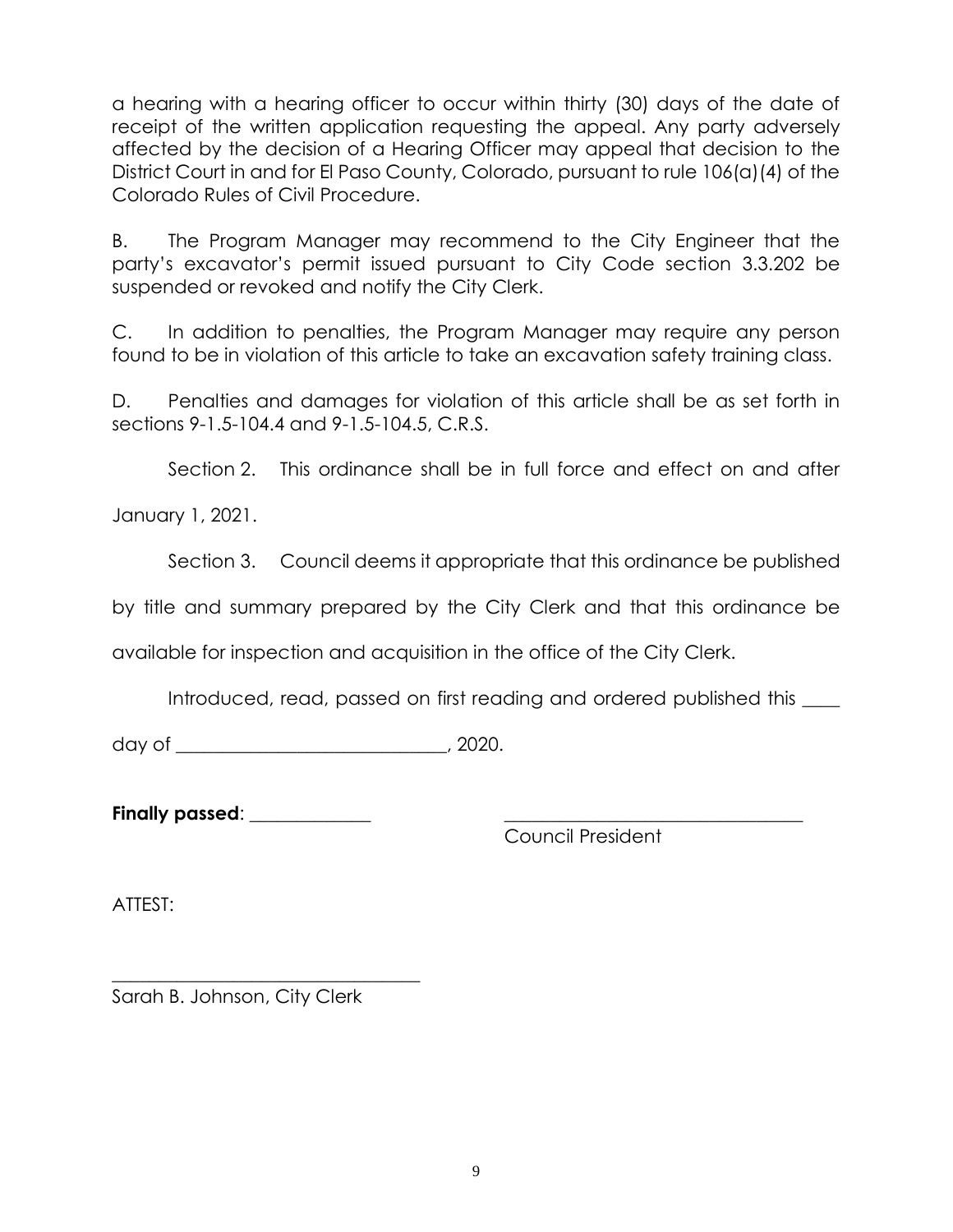a hearing with a hearing officer to occur within thirty (30) days of the date of receipt of the written application requesting the appeal. Any party adversely affected by the decision of a Hearing Officer may appeal that decision to the District Court in and for El Paso County, Colorado, pursuant to rule 106(a)(4) of the Colorado Rules of Civil Procedure.

B. The Program Manager may recommend to the City Engineer that the party's excavator's permit issued pursuant to City Code section 3.3.202 be suspended or revoked and notify the City Clerk.

C. In addition to penalties, the Program Manager may require any person found to be in violation of this article to take an excavation safety training class.

D. Penalties and damages for violation of this article shall be as set forth in sections 9-1.5-104.4 and 9-1.5-104.5, C.R.S.

Section 2. This ordinance shall be in full force and effect on and after January 1, 2021.

Section 3. Council deems it appropriate that this ordinance be published by title and summary prepared by the City Clerk and that this ordinance be available for inspection and acquisition in the office of the City Clerk.

Introduced, read, passed on first reading and ordered published this ____ day of ____________________________, 2020.

**Finally passed**: _____________ _________________________________
Council President

ATTEST:

_________________________________
Sarah B. Johnson, City Clerk